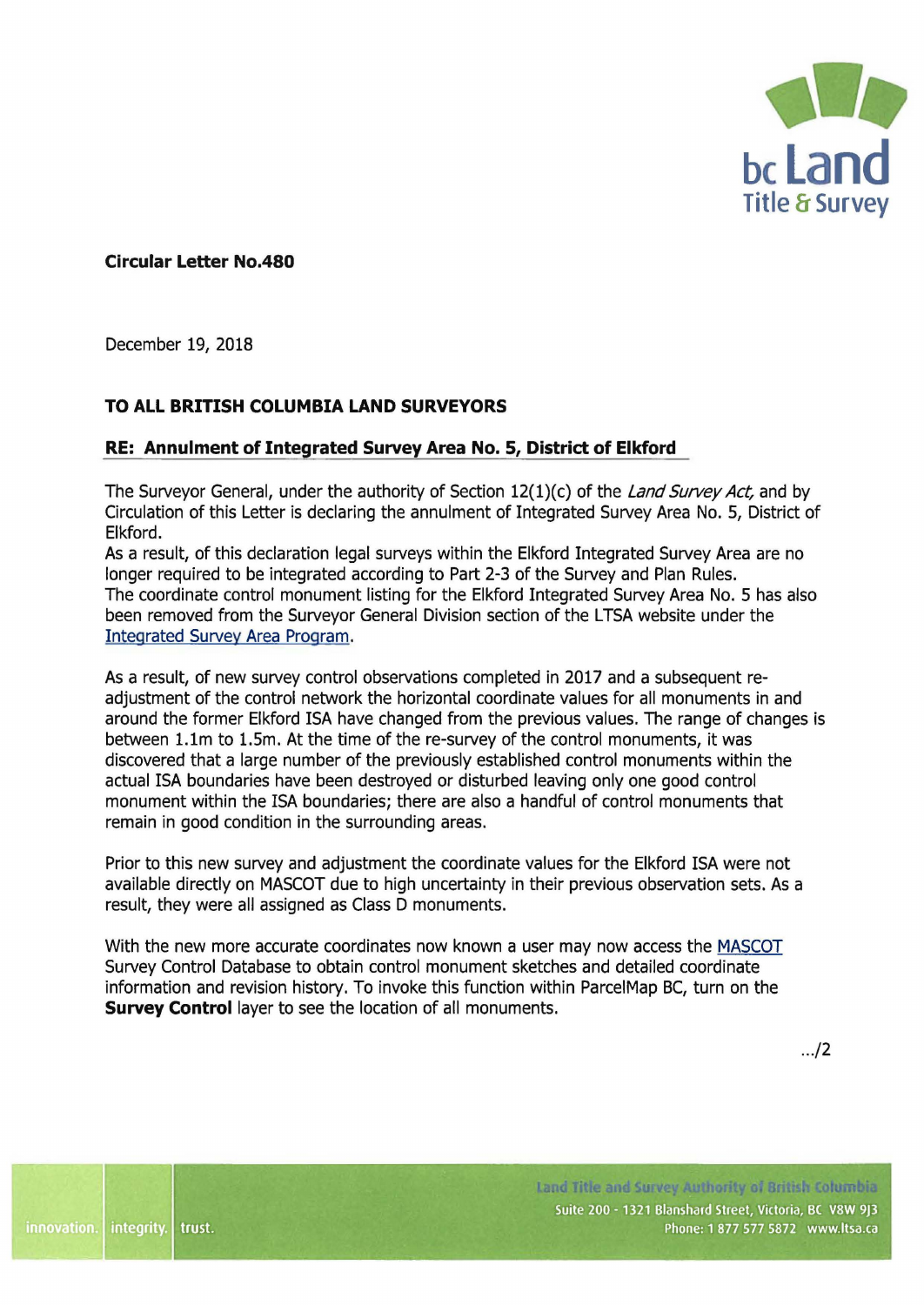**Circular Letter No.480**

December 19, 2018

**TO ALL BRITISH COLUMBIA LAND SURVEYORS**

**RE: Annulment of Integrated Survey Area No. 5, District of Elkford**

The Surveyor General, under the authority of Section 12(1)(c) of the *Land Survey Act,* and by Circulation of this Letter is declaring the annulment of Integrated Survey Area No. 5, District of Elkford.
As a result, of this declaration legal surveys within the Elkford Integrated Survey Area are no longer required to be integrated according to Part 2-3 of the Survey and Plan Rules.
The coordinate control monument listing for the Elkford Integrated Survey Area No. 5 has also been removed from the Surveyor General Division section of the LTSA website under the Integrated Survey Area Program.

As a result, of new survey control observations completed in 2017 and a subsequent re-adjustment of the control network the horizontal coordinate values for all monuments in and around the former Elkford ISA have changed from the previous values. The range of changes is between 1.1m to 1.5m. At the time of the re-survey of the control monuments, it was discovered that a large number of the previously established control monuments within the actual ISA boundaries have been destroyed or disturbed leaving only one good control monument within the ISA boundaries; there are also a handful of control monuments that remain in good condition in the surrounding areas.

Prior to this new survey and adjustment the coordinate values for the Elkford ISA were not available directly on MASCOT due to high uncertainty in their previous observation sets. As a result, they were all assigned as Class D monuments.

With the new more accurate coordinates now known a user may now access the MASCOT Survey Control Database to obtain control monument sketches and detailed coordinate information and revision history. To invoke this function within ParcelMap BC, turn on the **Survey Control** layer to see the location of all monuments.

.../2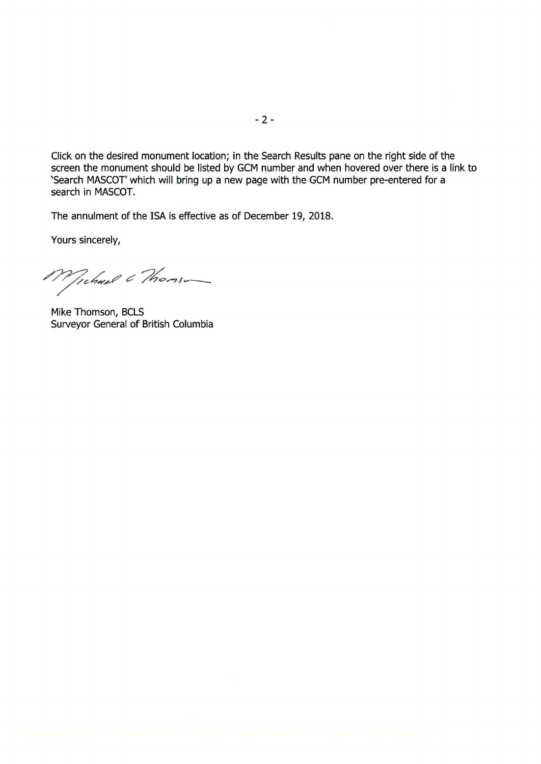Click on the desired monument location; in the Search Results pane on the right side of the screen the monument should be listed by GCM number and when hovered over there is a link to 'Search MASCOT' which will bring up a new page with the GCM number pre-entered for a search in MASCOT.

The annulment of the ISA is effective as of December 19, 2018.

Yours sincerely,

Mike Thomson, BCLS
Surveyor General of British Columbia